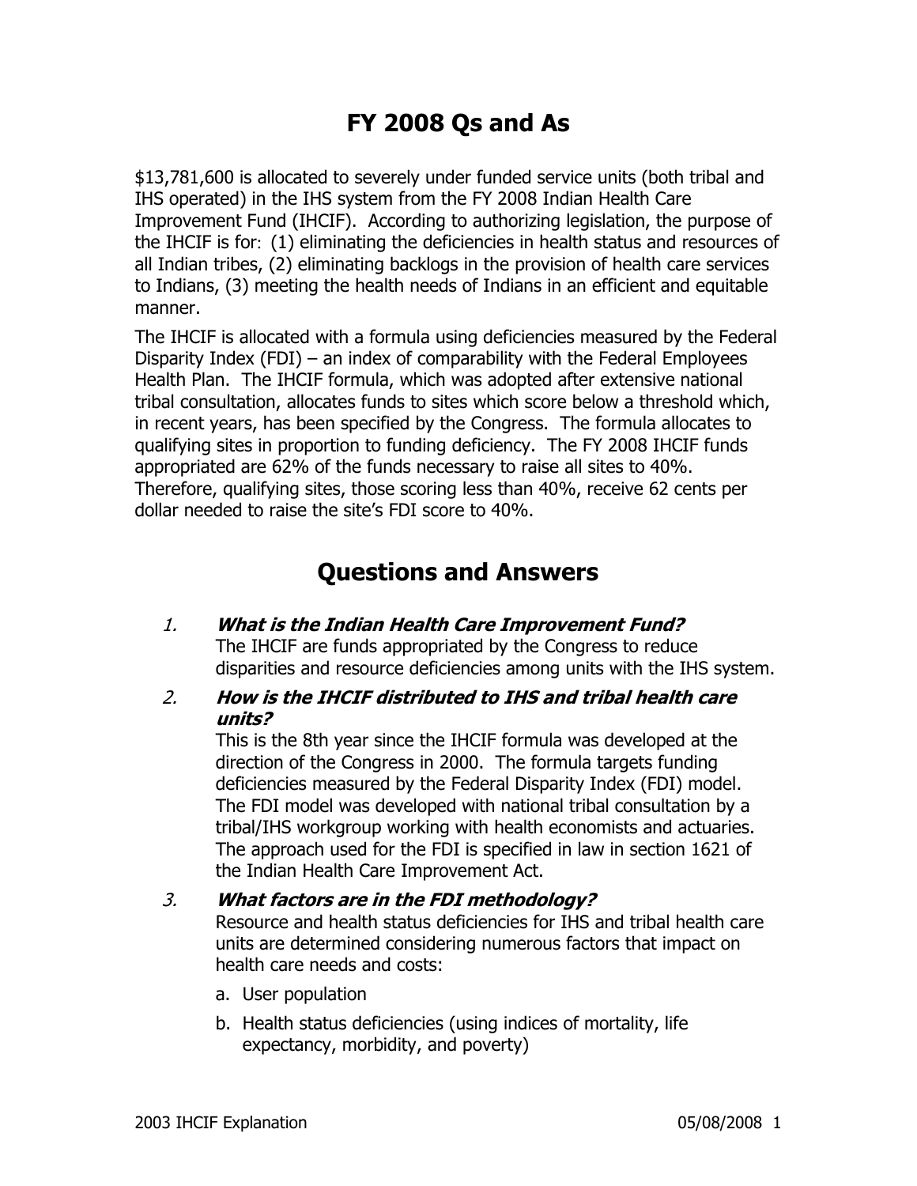# FY 2008 Qs and As

$13,781,600 is allocated to severely under funded service units (both tribal and IHS operated) in the IHS system from the FY 2008 Indian Health Care Improvement Fund (IHCIF). According to authorizing legislation, the purpose of the IHCIF is for: (1) eliminating the deficiencies in health status and resources of all Indian tribes, (2) eliminating backlogs in the provision of health care services to Indians, (3) meeting the health needs of Indians in an efficient and equitable manner.

The IHCIF is allocated with a formula using deficiencies measured by the Federal Disparity Index (FDI) – an index of comparability with the Federal Employees Health Plan. The IHCIF formula, which was adopted after extensive national tribal consultation, allocates funds to sites which score below a threshold which, in recent years, has been specified by the Congress. The formula allocates to qualifying sites in proportion to funding deficiency. The FY 2008 IHCIF funds appropriated are 62% of the funds necessary to raise all sites to 40%. Therefore, qualifying sites, those scoring less than 40%, receive 62 cents per dollar needed to raise the site's FDI score to 40%.

# Questions and Answers

1. ***What is the Indian Health Care Improvement Fund?***
   The IHCIF are funds appropriated by the Congress to reduce disparities and resource deficiencies among units with the IHS system.

2. ***How is the IHCIF distributed to IHS and tribal health care units?***
   This is the 8th year since the IHCIF formula was developed at the direction of the Congress in 2000. The formula targets funding deficiencies measured by the Federal Disparity Index (FDI) model. The FDI model was developed with national tribal consultation by a tribal/IHS workgroup working with health economists and actuaries. The approach used for the FDI is specified in law in section 1621 of the Indian Health Care Improvement Act.

3. ***What factors are in the FDI methodology?***
   Resource and health status deficiencies for IHS and tribal health care units are determined considering numerous factors that impact on health care needs and costs:

   a. User population

   b. Health status deficiencies (using indices of mortality, life expectancy, morbidity, and poverty)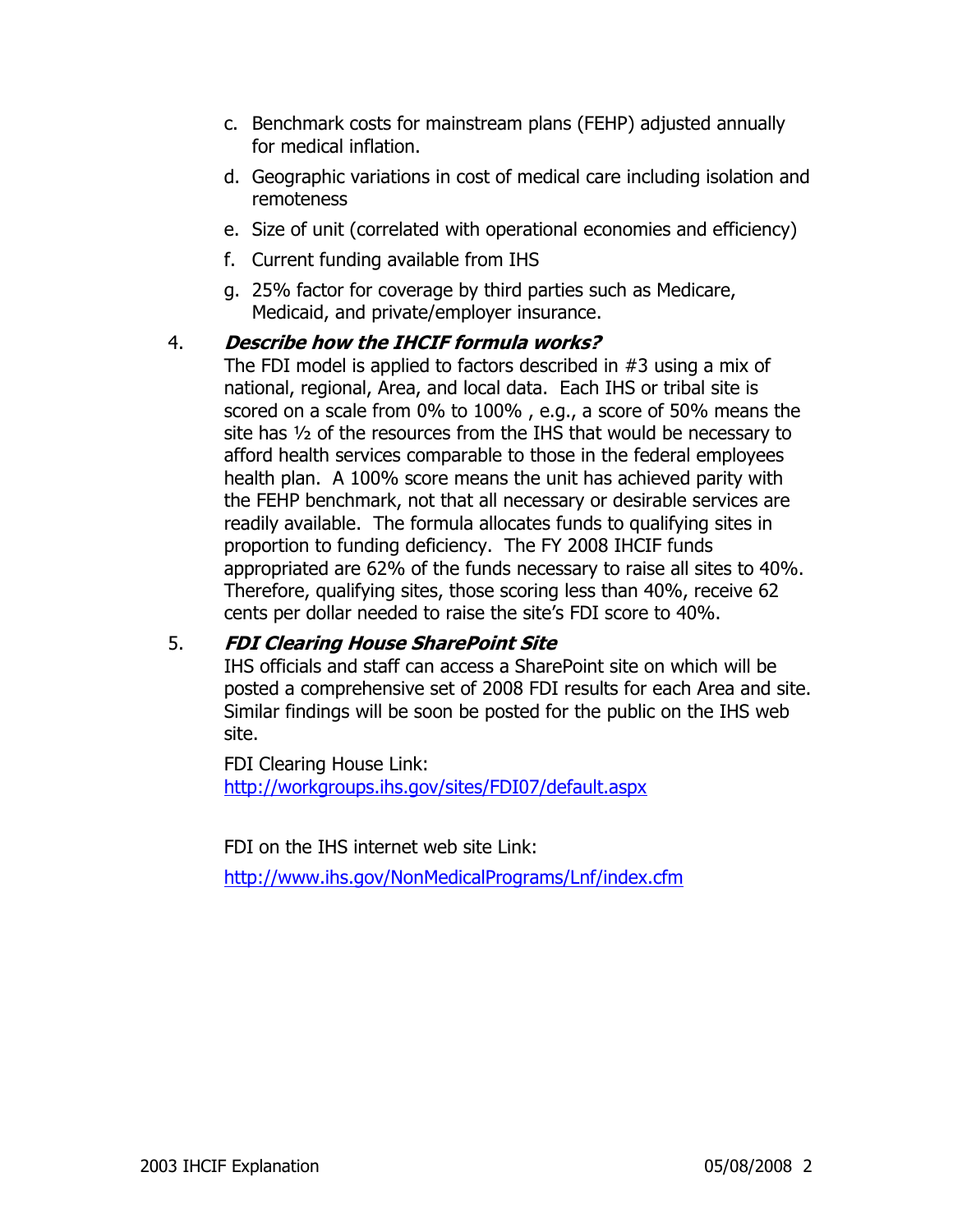c. Benchmark costs for mainstream plans (FEHP) adjusted annually for medical inflation.

d. Geographic variations in cost of medical care including isolation and remoteness

e. Size of unit (correlated with operational economies and efficiency)

f. Current funding available from IHS

g. 25% factor for coverage by third parties such as Medicare, Medicaid, and private/employer insurance.

4. ***Describe how the IHCIF formula works?***

   The FDI model is applied to factors described in #3 using a mix of national, regional, Area, and local data. Each IHS or tribal site is scored on a scale from 0% to 100% , e.g., a score of 50% means the site has ½ of the resources from the IHS that would be necessary to afford health services comparable to those in the federal employees health plan. A 100% score means the unit has achieved parity with the FEHP benchmark, not that all necessary or desirable services are readily available. The formula allocates funds to qualifying sites in proportion to funding deficiency. The FY 2008 IHCIF funds appropriated are 62% of the funds necessary to raise all sites to 40%. Therefore, qualifying sites, those scoring less than 40%, receive 62 cents per dollar needed to raise the site's FDI score to 40%.

5. ***FDI Clearing House SharePoint Site***

   IHS officials and staff can access a SharePoint site on which will be posted a comprehensive set of 2008 FDI results for each Area and site. Similar findings will be soon be posted for the public on the IHS web site.

   FDI Clearing House Link:
   http://workgroups.ihs.gov/sites/FDI07/default.aspx

   FDI on the IHS internet web site Link:

   http://www.ihs.gov/NonMedicalPrograms/Lnf/index.cfm